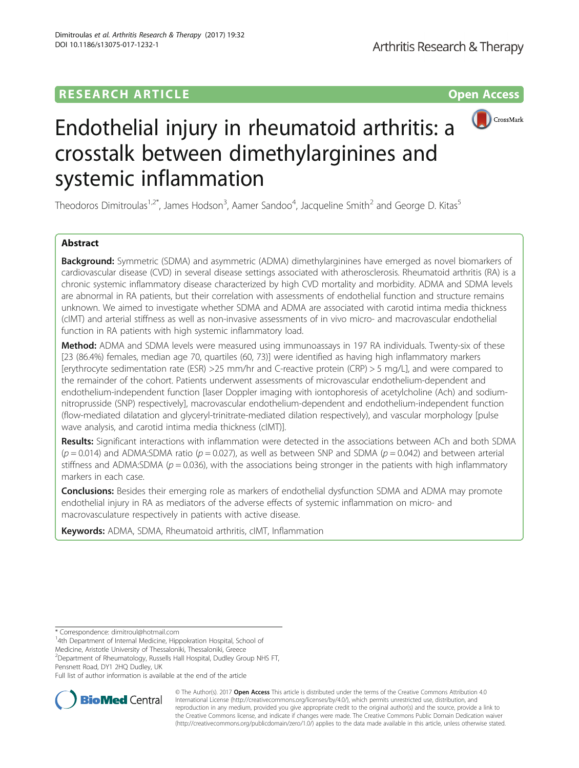RESEARCH ARTICLE

Open Access

# Endothelial injury in rheumatoid arthritis: a crosstalk between dimethylarginines and systemic inflammation

Theodoros Dimitroulas[1,2*], James Hodson[3], Aamer Sandoo[4], Jacqueline Smith[2] and George D. Kitas[5]

## Abstract

**Background:** Symmetric (SDMA) and asymmetric (ADMA) dimethylarginines have emerged as novel biomarkers of cardiovascular disease (CVD) in several disease settings associated with atherosclerosis. Rheumatoid arthritis (RA) is a chronic systemic inflammatory disease characterized by high CVD mortality and morbidity. ADMA and SDMA levels are abnormal in RA patients, but their correlation with assessments of endothelial function and structure remains unknown. We aimed to investigate whether SDMA and ADMA are associated with carotid intima media thickness (cIMT) and arterial stiffness as well as non-invasive assessments of in vivo micro- and macrovascular endothelial function in RA patients with high systemic inflammatory load.

**Method:** ADMA and SDMA levels were measured using immunoassays in 197 RA individuals. Twenty-six of these [23 (86.4%) females, median age 70, quartiles (60, 73)] were identified as having high inflammatory markers [erythrocyte sedimentation rate (ESR) >25 mm/hr and C-reactive protein (CRP) > 5 mg/L], and were compared to the remainder of the cohort. Patients underwent assessments of microvascular endothelium-dependent and endothelium-independent function [laser Doppler imaging with iontophoresis of acetylcholine (Ach) and sodium-nitroprusside (SNP) respectively], macrovascular endothelium-dependent and endothelium-independent function (flow-mediated dilatation and glyceryl-trinitrate-mediated dilation respectively), and vascular morphology [pulse wave analysis, and carotid intima media thickness (cIMT)].

**Results:** Significant interactions with inflammation were detected in the associations between ACh and both SDMA ($p = 0.014$) and ADMA:SDMA ratio ($p = 0.027$), as well as between SNP and SDMA ($p = 0.042$) and between arterial stiffness and ADMA:SDMA ($p = 0.036$), with the associations being stronger in the patients with high inflammatory markers in each case.

**Conclusions:** Besides their emerging role as markers of endothelial dysfunction SDMA and ADMA may promote endothelial injury in RA as mediators of the adverse effects of systemic inflammation on micro- and macrovasculature respectively in patients with active disease.

**Keywords:** ADMA, SDMA, Rheumatoid arthritis, cIMT, Inflammation

---

\* Correspondence: dimitroul@hotmail.com

[1]4th Department of Internal Medicine, Hippokration Hospital, School of Medicine, Aristotle University of Thessaloniki, Thessaloniki, Greece

[2]Department of Rheumatology, Russells Hall Hospital, Dudley Group NHS FT, Pensnett Road, DY1 2HQ Dudley, UK

Full list of author information is available at the end of the article

© The Author(s). 2017 **Open Access** This article is distributed under the terms of the Creative Commons Attribution 4.0 International License (http://creativecommons.org/licenses/by/4.0/), which permits unrestricted use, distribution, and reproduction in any medium, provided you give appropriate credit to the original author(s) and the source, provide a link to the Creative Commons license, and indicate if changes were made. The Creative Commons Public Domain Dedication waiver (http://creativecommons.org/publicdomain/zero/1.0/) applies to the data made available in this article, unless otherwise stated.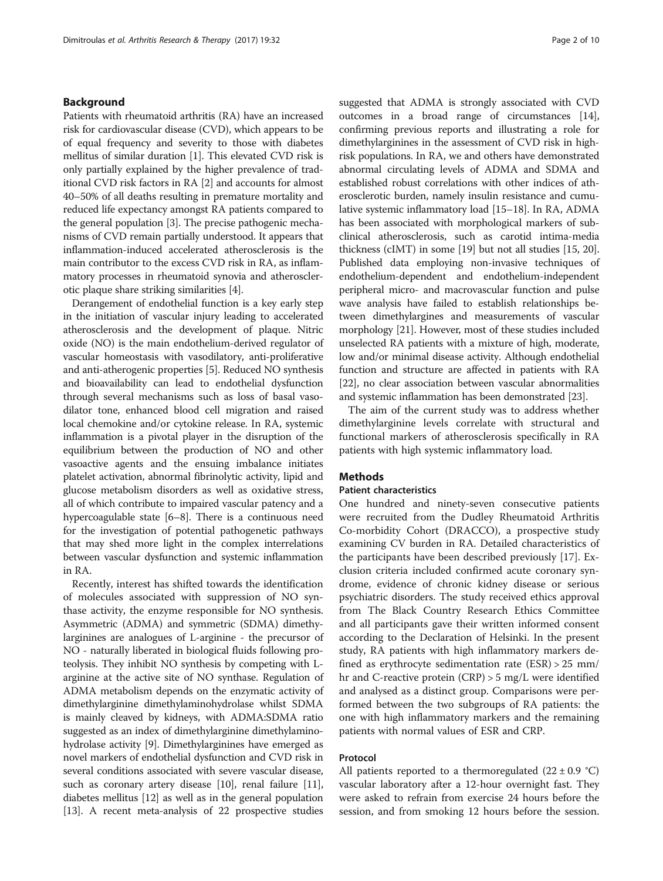## Background

Patients with rheumatoid arthritis (RA) have an increased risk for cardiovascular disease (CVD), which appears to be of equal frequency and severity to those with diabetes mellitus of similar duration [1]. This elevated CVD risk is only partially explained by the higher prevalence of traditional CVD risk factors in RA [2] and accounts for almost 40–50% of all deaths resulting in premature mortality and reduced life expectancy amongst RA patients compared to the general population [3]. The precise pathogenic mechanisms of CVD remain partially understood. It appears that inflammation-induced accelerated atherosclerosis is the main contributor to the excess CVD risk in RA, as inflammatory processes in rheumatoid synovia and atherosclerotic plaque share striking similarities [4].

Derangement of endothelial function is a key early step in the initiation of vascular injury leading to accelerated atherosclerosis and the development of plaque. Nitric oxide (NO) is the main endothelium-derived regulator of vascular homeostasis with vasodilatory, anti-proliferative and anti-atherogenic properties [5]. Reduced NO synthesis and bioavailability can lead to endothelial dysfunction through several mechanisms such as loss of basal vasodilator tone, enhanced blood cell migration and raised local chemokine and/or cytokine release. In RA, systemic inflammation is a pivotal player in the disruption of the equilibrium between the production of NO and other vasoactive agents and the ensuing imbalance initiates platelet activation, abnormal fibrinolytic activity, lipid and glucose metabolism disorders as well as oxidative stress, all of which contribute to impaired vascular patency and a hypercoagulable state [6–8]. There is a continuous need for the investigation of potential pathogenetic pathways that may shed more light in the complex interrelations between vascular dysfunction and systemic inflammation in RA.

Recently, interest has shifted towards the identification of molecules associated with suppression of NO synthase activity, the enzyme responsible for NO synthesis. Asymmetric (ADMA) and symmetric (SDMA) dimethylarginines are analogues of L-arginine - the precursor of NO - naturally liberated in biological fluids following proteolysis. They inhibit NO synthesis by competing with L-arginine at the active site of NO synthase. Regulation of ADMA metabolism depends on the enzymatic activity of dimethylarginine dimethylaminohydrolase whilst SDMA is mainly cleaved by kidneys, with ADMA:SDMA ratio suggested as an index of dimethylarginine dimethylaminohydrolase activity [9]. Dimethylarginines have emerged as novel markers of endothelial dysfunction and CVD risk in several conditions associated with severe vascular disease, such as coronary artery disease [10], renal failure [11], diabetes mellitus [12] as well as in the general population [13]. A recent meta-analysis of 22 prospective studies suggested that ADMA is strongly associated with CVD outcomes in a broad range of circumstances [14], confirming previous reports and illustrating a role for dimethylarginines in the assessment of CVD risk in high-risk populations. In RA, we and others have demonstrated abnormal circulating levels of ADMA and SDMA and established robust correlations with other indices of atherosclerotic burden, namely insulin resistance and cumulative systemic inflammatory load [15–18]. In RA, ADMA has been associated with morphological markers of subclinical atherosclerosis, such as carotid intima-media thickness (cIMT) in some [19] but not all studies [15, 20]. Published data employing non-invasive techniques of endothelium-dependent and endothelium-independent peripheral micro- and macrovascular function and pulse wave analysis have failed to establish relationships between dimethylarginines and measurements of vascular morphology [21]. However, most of these studies included unselected RA patients with a mixture of high, moderate, low and/or minimal disease activity. Although endothelial function and structure are affected in patients with RA [22], no clear association between vascular abnormalities and systemic inflammation has been demonstrated [23].

The aim of the current study was to address whether dimethylarginine levels correlate with structural and functional markers of atherosclerosis specifically in RA patients with high systemic inflammatory load.

## Methods

### Patient characteristics

One hundred and ninety-seven consecutive patients were recruited from the Dudley Rheumatoid Arthritis Co-morbidity Cohort (DRACCO), a prospective study examining CV burden in RA. Detailed characteristics of the participants have been described previously [17]. Exclusion criteria included confirmed acute coronary syndrome, evidence of chronic kidney disease or serious psychiatric disorders. The study received ethics approval from The Black Country Research Ethics Committee and all participants gave their written informed consent according to the Declaration of Helsinki. In the present study, RA patients with high inflammatory markers defined as erythrocyte sedimentation rate (ESR) > 25 mm/hr and C-reactive protein (CRP) > 5 mg/L were identified and analysed as a distinct group. Comparisons were performed between the two subgroups of RA patients: the one with high inflammatory markers and the remaining patients with normal values of ESR and CRP.

### Protocol

All patients reported to a thermoregulated (22 ± 0.9 °C) vascular laboratory after a 12-hour overnight fast. They were asked to refrain from exercise 24 hours before the session, and from smoking 12 hours before the session.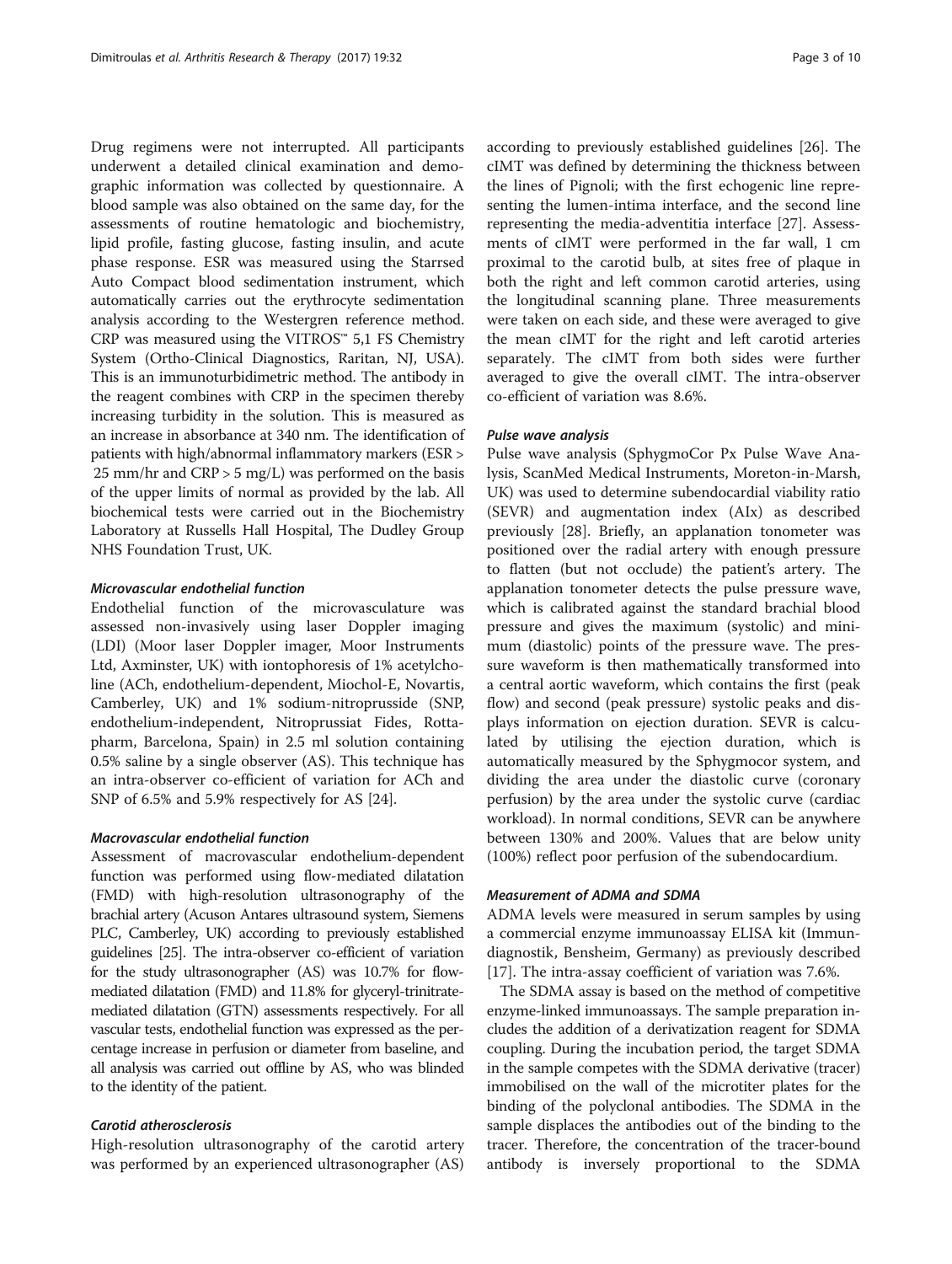Drug regimens were not interrupted. All participants underwent a detailed clinical examination and demographic information was collected by questionnaire. A blood sample was also obtained on the same day, for the assessments of routine hematologic and biochemistry, lipid profile, fasting glucose, fasting insulin, and acute phase response. ESR was measured using the Starrsed Auto Compact blood sedimentation instrument, which automatically carries out the erythrocyte sedimentation analysis according to the Westergren reference method. CRP was measured using the VITROS™ 5,1 FS Chemistry System (Ortho-Clinical Diagnostics, Raritan, NJ, USA). This is an immunoturbidimetric method. The antibody in the reagent combines with CRP in the specimen thereby increasing turbidity in the solution. This is measured as an increase in absorbance at 340 nm. The identification of patients with high/abnormal inflammatory markers (ESR > 25 mm/hr and CRP > 5 mg/L) was performed on the basis of the upper limits of normal as provided by the lab. All biochemical tests were carried out in the Biochemistry Laboratory at Russells Hall Hospital, The Dudley Group NHS Foundation Trust, UK.

#### *Microvascular endothelial function*

Endothelial function of the microvasculature was assessed non-invasively using laser Doppler imaging (LDI) (Moor laser Doppler imager, Moor Instruments Ltd, Axminster, UK) with iontophoresis of 1% acetylcholine (ACh, endothelium-dependent, Miochol-E, Novartis, Camberley, UK) and 1% sodium-nitroprusside (SNP, endothelium-independent, Nitroprussiat Fides, Rottapharm, Barcelona, Spain) in 2.5 ml solution containing 0.5% saline by a single observer (AS). This technique has an intra-observer co-efficient of variation for ACh and SNP of 6.5% and 5.9% respectively for AS [24].

#### *Macrovascular endothelial function*

Assessment of macrovascular endothelium-dependent function was performed using flow-mediated dilatation (FMD) with high-resolution ultrasonography of the brachial artery (Acuson Antares ultrasound system, Siemens PLC, Camberley, UK) according to previously established guidelines [25]. The intra-observer co-efficient of variation for the study ultrasonographer (AS) was 10.7% for flow-mediated dilatation (FMD) and 11.8% for glyceryl-trinitrate-mediated dilatation (GTN) assessments respectively. For all vascular tests, endothelial function was expressed as the percentage increase in perfusion or diameter from baseline, and all analysis was carried out offline by AS, who was blinded to the identity of the patient.

#### *Carotid atherosclerosis*

High-resolution ultrasonography of the carotid artery was performed by an experienced ultrasonographer (AS) according to previously established guidelines [26]. The cIMT was defined by determining the thickness between the lines of Pignoli; with the first echogenic line representing the lumen-intima interface, and the second line representing the media-adventitia interface [27]. Assessments of cIMT were performed in the far wall, 1 cm proximal to the carotid bulb, at sites free of plaque in both the right and left common carotid arteries, using the longitudinal scanning plane. Three measurements were taken on each side, and these were averaged to give the mean cIMT for the right and left carotid arteries separately. The cIMT from both sides were further averaged to give the overall cIMT. The intra-observer co-efficient of variation was 8.6%.

#### *Pulse wave analysis*

Pulse wave analysis (SphygmoCor Px Pulse Wave Analysis, ScanMed Medical Instruments, Moreton-in-Marsh, UK) was used to determine subendocardial viability ratio (SEVR) and augmentation index (AIx) as described previously [28]. Briefly, an applanation tonometer was positioned over the radial artery with enough pressure to flatten (but not occlude) the patient's artery. The applanation tonometer detects the pulse pressure wave, which is calibrated against the standard brachial blood pressure and gives the maximum (systolic) and minimum (diastolic) points of the pressure wave. The pressure waveform is then mathematically transformed into a central aortic waveform, which contains the first (peak flow) and second (peak pressure) systolic peaks and displays information on ejection duration. SEVR is calculated by utilising the ejection duration, which is automatically measured by the Sphygmocor system, and dividing the area under the diastolic curve (coronary perfusion) by the area under the systolic curve (cardiac workload). In normal conditions, SEVR can be anywhere between 130% and 200%. Values that are below unity (100%) reflect poor perfusion of the subendocardium.

#### *Measurement of ADMA and SDMA*

ADMA levels were measured in serum samples by using a commercial enzyme immunoassay ELISA kit (Immundiagnostik, Bensheim, Germany) as previously described [17]. The intra-assay coefficient of variation was 7.6%.

The SDMA assay is based on the method of competitive enzyme-linked immunoassays. The sample preparation includes the addition of a derivatization reagent for SDMA coupling. During the incubation period, the target SDMA in the sample competes with the SDMA derivative (tracer) immobilised on the wall of the microtiter plates for the binding of the polyclonal antibodies. The SDMA in the sample displaces the antibodies out of the binding to the tracer. Therefore, the concentration of the tracer-bound antibody is inversely proportional to the SDMA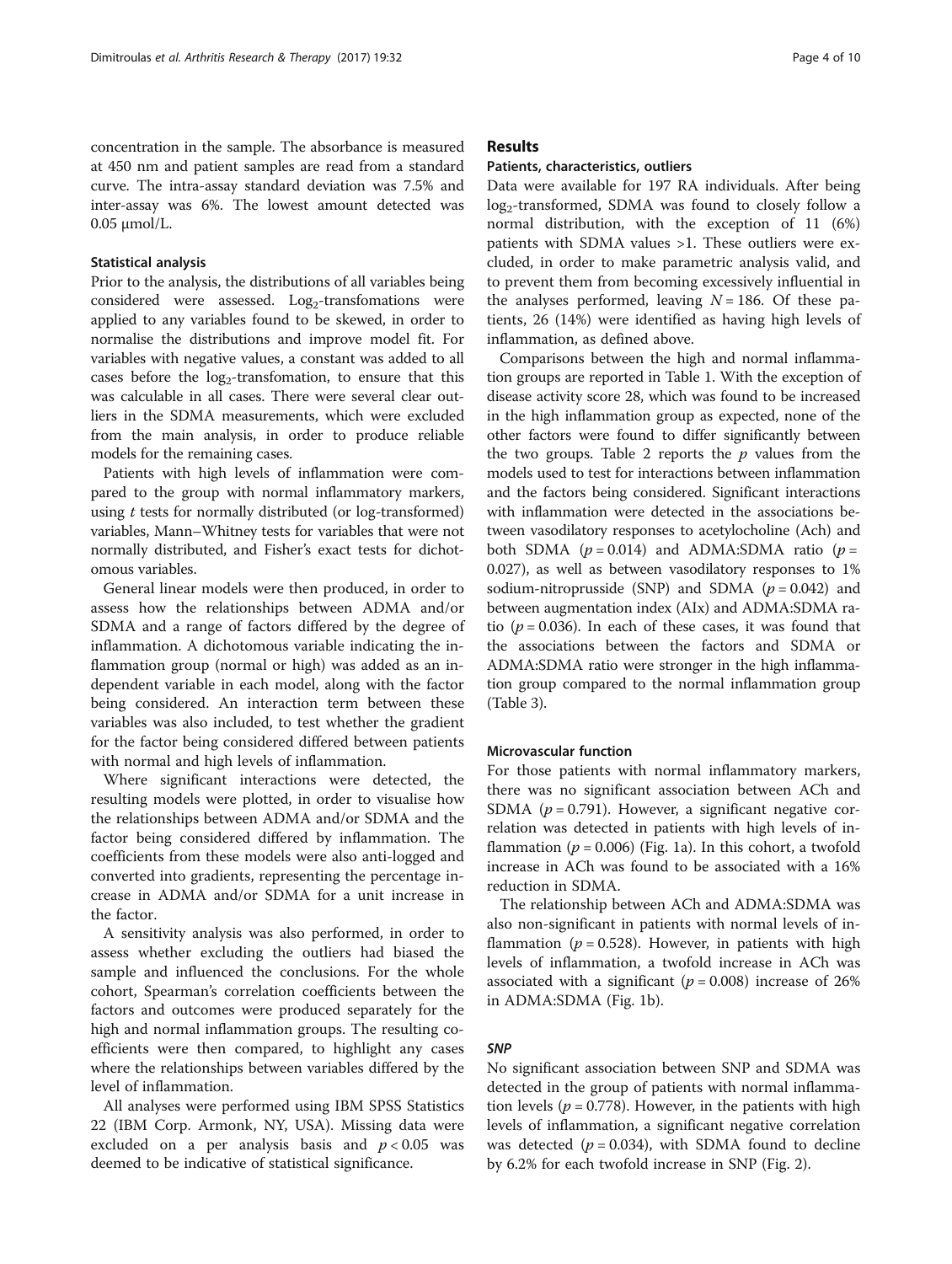concentration in the sample. The absorbance is measured at 450 nm and patient samples are read from a standard curve. The intra-assay standard deviation was 7.5% and inter-assay was 6%. The lowest amount detected was 0.05 μmol/L.

### Statistical analysis

Prior to the analysis, the distributions of all variables being considered were assessed. $Log_2$-transfomations were applied to any variables found to be skewed, in order to normalise the distributions and improve model fit. For variables with negative values, a constant was added to all cases before the $log_2$-transfomation, to ensure that this was calculable in all cases. There were several clear outliers in the SDMA measurements, which were excluded from the main analysis, in order to produce reliable models for the remaining cases.

Patients with high levels of inflammation were compared to the group with normal inflammatory markers, using *t* tests for normally distributed (or log-transformed) variables, Mann–Whitney tests for variables that were not normally distributed, and Fisher's exact tests for dichotomous variables.

General linear models were then produced, in order to assess how the relationships between ADMA and/or SDMA and a range of factors differed by the degree of inflammation. A dichotomous variable indicating the inflammation group (normal or high) was added as an independent variable in each model, along with the factor being considered. An interaction term between these variables was also included, to test whether the gradient for the factor being considered differed between patients with normal and high levels of inflammation.

Where significant interactions were detected, the resulting models were plotted, in order to visualise how the relationships between ADMA and/or SDMA and the factor being considered differed by inflammation. The coefficients from these models were also anti-logged and converted into gradients, representing the percentage increase in ADMA and/or SDMA for a unit increase in the factor.

A sensitivity analysis was also performed, in order to assess whether excluding the outliers had biased the sample and influenced the conclusions. For the whole cohort, Spearman's correlation coefficients between the factors and outcomes were produced separately for the high and normal inflammation groups. The resulting coefficients were then compared, to highlight any cases where the relationships between variables differed by the level of inflammation.

All analyses were performed using IBM SPSS Statistics 22 (IBM Corp. Armonk, NY, USA). Missing data were excluded on a per analysis basis and $p < 0.05$ was deemed to be indicative of statistical significance.

## Results

### Patients, characteristics, outliers

Data were available for 197 RA individuals. After being $log_2$-transformed, SDMA was found to closely follow a normal distribution, with the exception of 11 (6%) patients with SDMA values >1. These outliers were excluded, in order to make parametric analysis valid, and to prevent them from becoming excessively influential in the analyses performed, leaving $N = 186$. Of these patients, 26 (14%) were identified as having high levels of inflammation, as defined above.

Comparisons between the high and normal inflammation groups are reported in Table 1. With the exception of disease activity score 28, which was found to be increased in the high inflammation group as expected, none of the other factors were found to differ significantly between the two groups. Table 2 reports the *p* values from the models used to test for interactions between inflammation and the factors being considered. Significant interactions with inflammation were detected in the associations between vasodilatory responses to acetylocholine (Ach) and both SDMA ($p = 0.014$) and ADMA:SDMA ratio ($p = 0.027$), as well as between vasodilatory responses to 1% sodium-nitroprusside (SNP) and SDMA ($p = 0.042$) and between augmentation index (AIx) and ADMA:SDMA ratio ($p = 0.036$). In each of these cases, it was found that the associations between the factors and SDMA or ADMA:SDMA ratio were stronger in the high inflammation group compared to the normal inflammation group (Table 3).

### Microvascular function

For those patients with normal inflammatory markers, there was no significant association between ACh and SDMA ($p = 0.791$). However, a significant negative correlation was detected in patients with high levels of inflammation ($p = 0.006$) (Fig. 1a). In this cohort, a twofold increase in ACh was found to be associated with a 16% reduction in SDMA.

The relationship between ACh and ADMA:SDMA was also non-significant in patients with normal levels of inflammation ($p = 0.528$). However, in patients with high levels of inflammation, a twofold increase in ACh was associated with a significant ($p = 0.008$) increase of 26% in ADMA:SDMA (Fig. 1b).

#### *SNP*

No significant association between SNP and SDMA was detected in the group of patients with normal inflammation levels ($p = 0.778$). However, in the patients with high levels of inflammation, a significant negative correlation was detected ($p = 0.034$), with SDMA found to decline by 6.2% for each twofold increase in SNP (Fig. 2).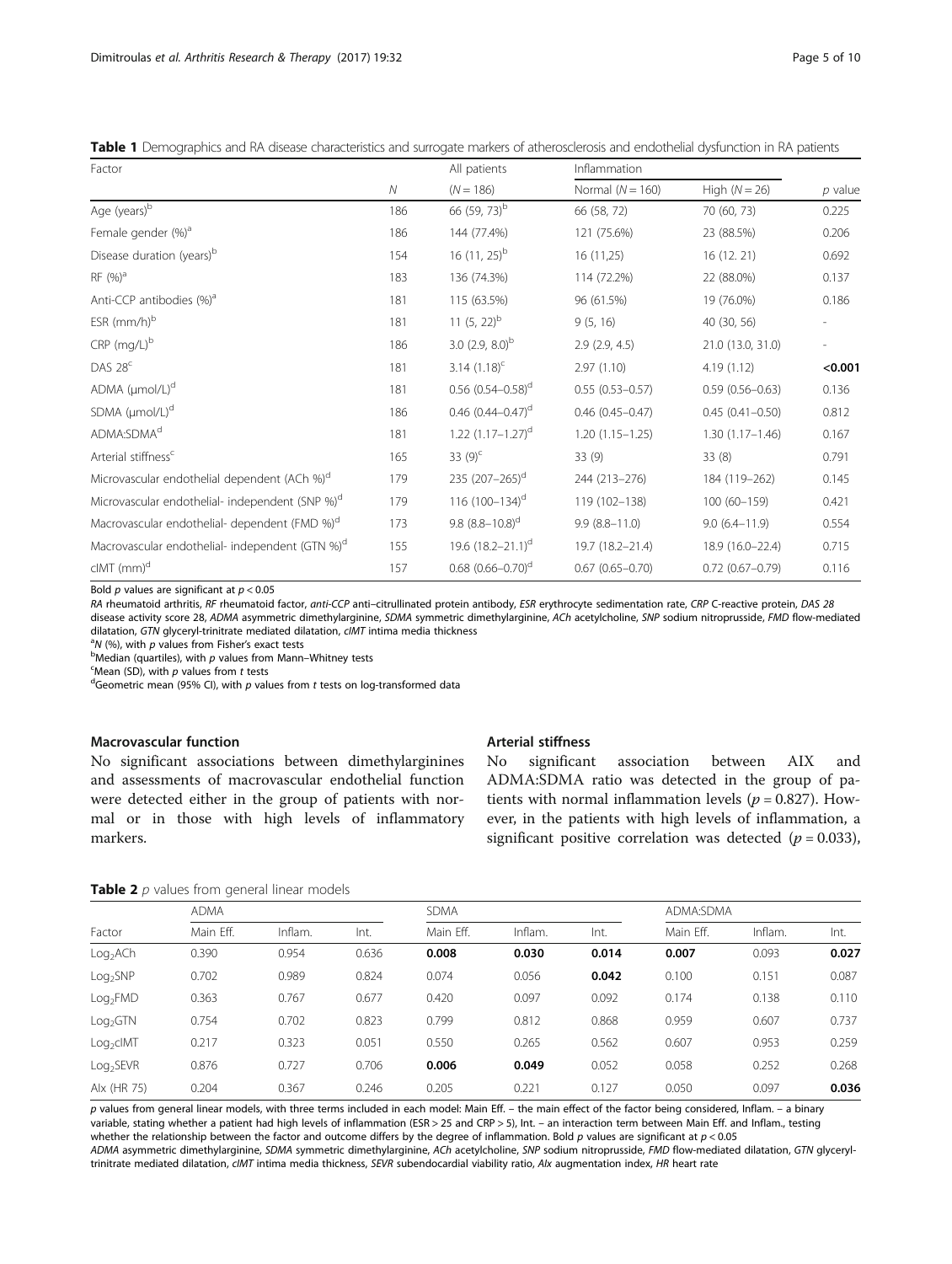**Table 1** Demographics and RA disease characteristics and surrogate markers of atherosclerosis and endothelial dysfunction in RA patients

| Factor | | All patients | Inflammation | | |
|---|---|---|---|---|---|
| | *N* | (*N* = 186) | Normal (*N* = 160) | High (*N* = 26) | *p* value |
| Age (years)[b] | 186 | 66 (59, 73)[b] | 66 (58, 72) | 70 (60, 73) | 0.225 |
| Female gender (%)[a] | 186 | 144 (77.4%) | 121 (75.6%) | 23 (88.5%) | 0.206 |
| Disease duration (years)[b] | 154 | 16 (11, 25)[b] | 16 (11,25) | 16 (12. 21) | 0.692 |
| RF (%)[a] | 183 | 136 (74.3%) | 114 (72.2%) | 22 (88.0%) | 0.137 |
| Anti-CCP antibodies (%)[a] | 181 | 115 (63.5%) | 96 (61.5%) | 19 (76.0%) | 0.186 |
| ESR (mm/h)[b] | 181 | 11 (5, 22)[b] | 9 (5, 16) | 40 (30, 56) | - |
| CRP (mg/L)[b] | 186 | 3.0 (2.9, 8.0)[b] | 2.9 (2.9, 4.5) | 21.0 (13.0, 31.0) | - |
| DAS 28[c] | 181 | 3.14 (1.18)[c] | 2.97 (1.10) | 4.19 (1.12) | **<0.001** |
| ADMA (μmol/L)[d] | 181 | 0.56 (0.54–0.58)[d] | 0.55 (0.53–0.57) | 0.59 (0.56–0.63) | 0.136 |
| SDMA (μmol/L)[d] | 186 | 0.46 (0.44–0.47)[d] | 0.46 (0.45–0.47) | 0.45 (0.41–0.50) | 0.812 |
| ADMA:SDMA[d] | 181 | 1.22 (1.17–1.27)[d] | 1.20 (1.15–1.25) | 1.30 (1.17–1.46) | 0.167 |
| Arterial stiffness[c] | 165 | 33 (9)[c] | 33 (9) | 33 (8) | 0.791 |
| Microvascular endothelial dependent (ACh %)[d] | 179 | 235 (207–265)[d] | 244 (213–276) | 184 (119–262) | 0.145 |
| Microvascular endothelial- independent (SNP %)[d] | 179 | 116 (100–134)[d] | 119 (102–138) | 100 (60–159) | 0.421 |
| Macrovascular endothelial- dependent (FMD %)[d] | 173 | 9.8 (8.8–10.8)[d] | 9.9 (8.8–11.0) | 9.0 (6.4–11.9) | 0.554 |
| Macrovascular endothelial- independent (GTN %)[d] | 155 | 19.6 (18.2–21.1)[d] | 19.7 (18.2–21.4) | 18.9 (16.0–22.4) | 0.715 |
| cIMT (mm)[d] | 157 | 0.68 (0.66–0.70)[d] | 0.67 (0.65–0.70) | 0.72 (0.67–0.79) | 0.116 |

Bold *p* values are significant at $p < 0.05$

*RA* rheumatoid arthritis, *RF* rheumatoid factor, *anti-CCP* anti–citrullinated protein antibody, *ESR* erythrocyte sedimentation rate, *CRP* C-reactive protein, *DAS 28* disease activity score 28, *ADMA* asymmetric dimethylarginine, *SDMA* symmetric dimethylarginine, *ACh* acetylcholine, *SNP* sodium nitroprusside, *FMD* flow-mediated dilatation, *GTN* glyceryl-trinitrate mediated dilatation, *cIMT* intima media thickness

[a]*N* (%), with *p* values from Fisher's exact tests

[b]Median (quartiles), with *p* values from Mann–Whitney tests

[c]Mean (SD), with *p* values from *t* tests

[d]Geometric mean (95% CI), with *p* values from *t* tests on log-transformed data

### Macrovascular function

No significant associations between dimethylarginines and assessments of macrovascular endothelial function were detected either in the group of patients with normal or in those with high levels of inflammatory markers.

### Arterial stiffness

No significant association between AIX and ADMA:SDMA ratio was detected in the group of patients with normal inflammation levels ($p = 0.827$). However, in the patients with high levels of inflammation, a significant positive correlation was detected ($p = 0.033$),

**Table 2** *p* values from general linear models

| Factor | ADMA | | | SDMA | | | ADMA:SDMA | | |
|---|---|---|---|---|---|---|---|---|---|
| | Main Eff. | Inflam. | Int. | Main Eff. | Inflam. | Int. | Main Eff. | Inflam. | Int. |
| $Log_2$ACh | 0.390 | 0.954 | 0.636 | **0.008** | **0.030** | **0.014** | **0.007** | 0.093 | **0.027** |
| $Log_2$SNP | 0.702 | 0.989 | 0.824 | 0.074 | 0.056 | **0.042** | 0.100 | 0.151 | 0.087 |
| $Log_2$FMD | 0.363 | 0.767 | 0.677 | 0.420 | 0.097 | 0.092 | 0.174 | 0.138 | 0.110 |
| $Log_2$GTN | 0.754 | 0.702 | 0.823 | 0.799 | 0.812 | 0.868 | 0.959 | 0.607 | 0.737 |
| $Log_2$cIMT | 0.217 | 0.323 | 0.051 | 0.550 | 0.265 | 0.562 | 0.607 | 0.953 | 0.259 |
| $Log_2$SEVR | 0.876 | 0.727 | 0.706 | **0.006** | **0.049** | 0.052 | 0.058 | 0.252 | 0.268 |
| AIx (HR 75) | 0.204 | 0.367 | 0.246 | 0.205 | 0.221 | 0.127 | 0.050 | 0.097 | **0.036** |

*p* values from general linear models, with three terms included in each model: Main Eff. – the main effect of the factor being considered, Inflam. – a binary variable, stating whether a patient had high levels of inflammation (ESR > 25 and CRP > 5), Int. – an interaction term between Main Eff. and Inflam., testing whether the relationship between the factor and outcome differs by the degree of inflammation. Bold *p* values are significant at $p < 0.05$

*ADMA* asymmetric dimethylarginine, *SDMA* symmetric dimethylarginine, *ACh* acetylcholine, *SNP* sodium nitroprusside, *FMD* flow-mediated dilatation, *GTN* glyceryl-trinitrate mediated dilatation, *cIMT* intima media thickness, *SEVR* subendocardial viability ratio, *AIx* augmentation index, *HR* heart rate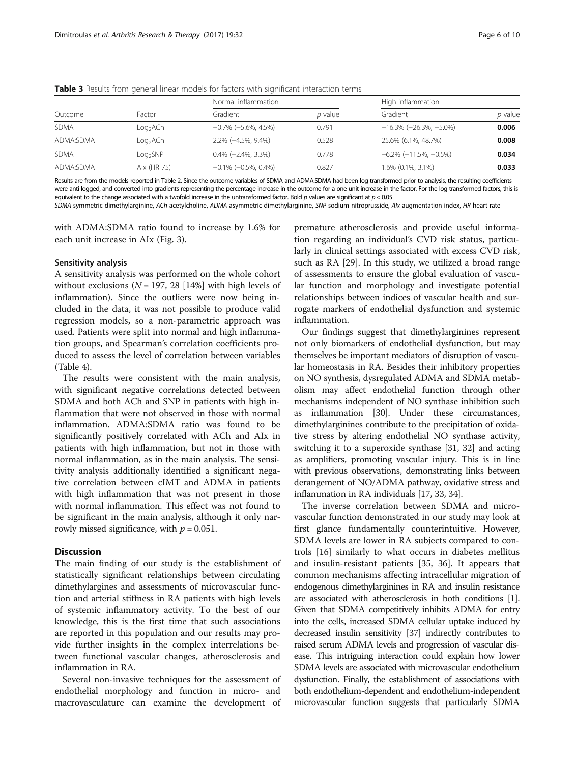**Table 3** Results from general linear models for factors with significant interaction terms

| Outcome | Factor | Normal inflammation | | High inflammation | |
|---|---|---|---|---|---|
| | | Gradient | *p* value | Gradient | *p* value |
| SDMA | $Log_2$ACh | −0.7% (−5.6%, 4.5%) | 0.791 | −16.3% (−26.3%, −5.0%) | **0.006** |
| ADMA:SDMA | $Log_2$ACh | 2.2% (−4.5%, 9.4%) | 0.528 | 25.6% (6.1%, 48.7%) | **0.008** |
| SDMA | $Log_2$SNP | 0.4% (−2.4%, 3.3%) | 0.778 | −6.2% (−11.5%, −0.5%) | **0.034** |
| ADMA:SDMA | AIx (HR 75) | −0.1% (−0.5%, 0.4%) | 0.827 | 1.6% (0.1%, 3.1%) | **0.033** |

Results are from the models reported in Table 2. Since the outcome variables of SDMA and ADMA:SDMA had been log-transformed prior to analysis, the resulting coefficients were anti-logged, and converted into gradients representing the percentage increase in the outcome for a one unit increase in the factor. For the log-transformed factors, this is equivalent to the change associated with a twofold increase in the untransformed factor. Bold *p* values are significant at $p < 0.05$

*SDMA* symmetric dimethylarginine, *ACh* acetylcholine, *ADMA* asymmetric dimethylarginine, *SNP* sodium nitroprusside, *AIx* augmentation index, *HR* heart rate

with ADMA:SDMA ratio found to increase by 1.6% for each unit increase in AIx (Fig. 3).

### Sensitivity analysis

A sensitivity analysis was performed on the whole cohort without exclusions ($N = 197$, 28 [14%] with high levels of inflammation). Since the outliers were now being included in the data, it was not possible to produce valid regression models, so a non-parametric approach was used. Patients were split into normal and high inflammation groups, and Spearman's correlation coefficients produced to assess the level of correlation between variables (Table 4).

The results were consistent with the main analysis, with significant negative correlations detected between SDMA and both ACh and SNP in patients with high inflammation that were not observed in those with normal inflammation. ADMA:SDMA ratio was found to be significantly positively correlated with ACh and AIx in patients with high inflammation, but not in those with normal inflammation, as in the main analysis. The sensitivity analysis additionally identified a significant negative correlation between cIMT and ADMA in patients with high inflammation that was not present in those with normal inflammation. This effect was not found to be significant in the main analysis, although it only narrowly missed significance, with $p = 0.051$.

## Discussion

The main finding of our study is the establishment of statistically significant relationships between circulating dimethylargines and assessments of microvascular function and arterial stiffness in RA patients with high levels of systemic inflammatory activity. To the best of our knowledge, this is the first time that such associations are reported in this population and our results may provide further insights in the complex interrelations between functional vascular changes, atherosclerosis and inflammation in RA.

Several non-invasive techniques for the assessment of endothelial morphology and function in micro- and macrovasculature can examine the development of premature atherosclerosis and provide useful information regarding an individual's CVD risk status, particularly in clinical settings associated with excess CVD risk, such as RA [29]. In this study, we utilized a broad range of assessments to ensure the global evaluation of vascular function and morphology and investigate potential relationships between indices of vascular health and surrogate markers of endothelial dysfunction and systemic inflammation.

Our findings suggest that dimethylarginines represent not only biomarkers of endothelial dysfunction, but may themselves be important mediators of disruption of vascular homeostasis in RA. Besides their inhibitory properties on NO synthesis, dysregulated ADMA and SDMA metabolism may affect endothelial function through other mechanisms independent of NO synthase inhibition such as inflammation [30]. Under these circumstances, dimethylarginines contribute to the precipitation of oxidative stress by altering endothelial NO synthase activity, switching it to a superoxide synthase [31, 32] and acting as amplifiers, promoting vascular injury. This is in line with previous observations, demonstrating links between derangement of NO/ADMA pathway, oxidative stress and inflammation in RA individuals [17, 33, 34].

The inverse correlation between SDMA and microvascular function demonstrated in our study may look at first glance fundamentally counterintuitive. However, SDMA levels are lower in RA subjects compared to controls [16] similarly to what occurs in diabetes mellitus and insulin-resistant patients [35, 36]. It appears that common mechanisms affecting intracellular migration of endogenous dimethylarginines in RA and insulin resistance are associated with atherosclerosis in both conditions [1]. Given that SDMA competitively inhibits ADMA for entry into the cells, increased SDMA cellular uptake induced by decreased insulin sensitivity [37] indirectly contributes to raised serum ADMA levels and progression of vascular disease. This intriguing interaction could explain how lower SDMA levels are associated with microvascular endothelium dysfunction. Finally, the establishment of associations with both endothelium-dependent and endothelium-independent microvascular function suggests that particularly SDMA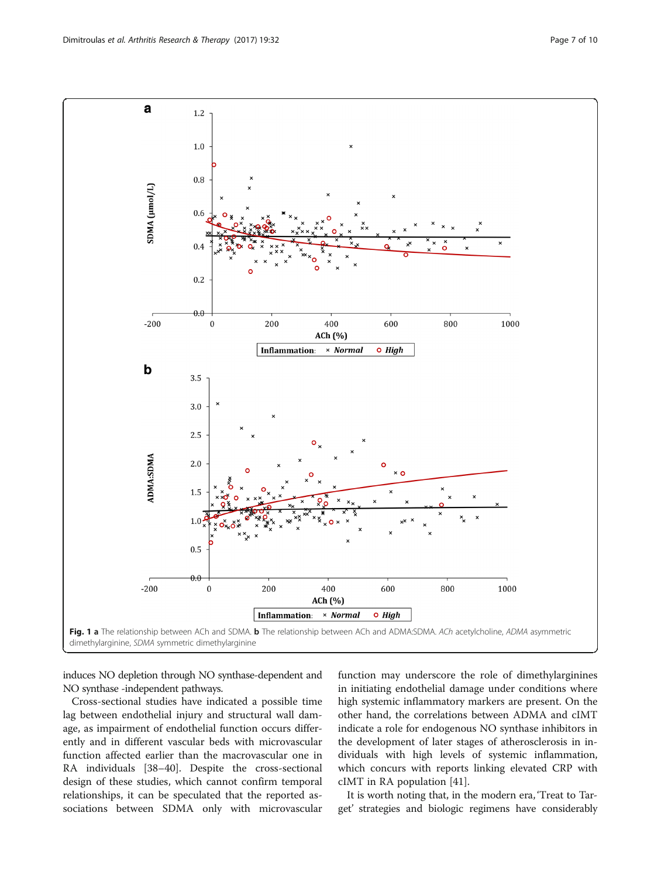Fig. 1 **a** The relationship between ACh and SDMA. **b** The relationship between ACh and ADMA:SDMA. *ACh* acetylcholine, *ADMA* asymmetric dimethylarginine, *SDMA* symmetric dimethylarginine

induces NO depletion through NO synthase-dependent and NO synthase -independent pathways.

Cross-sectional studies have indicated a possible time lag between endothelial injury and structural wall damage, as impairment of endothelial function occurs differently and in different vascular beds with microvascular function affected earlier than the macrovascular one in RA individuals [38–40]. Despite the cross-sectional design of these studies, which cannot confirm temporal relationships, it can be speculated that the reported associations between SDMA only with microvascular function may underscore the role of dimethylarginines in initiating endothelial damage under conditions where high systemic inflammatory markers are present. On the other hand, the correlations between ADMA and cIMT indicate a role for endogenous NO synthase inhibitors in the development of later stages of atherosclerosis in individuals with high levels of systemic inflammation, which concurs with reports linking elevated CRP with cIMT in RA population [41].

It is worth noting that, in the modern era, 'Treat to Target' strategies and biologic regimens have considerably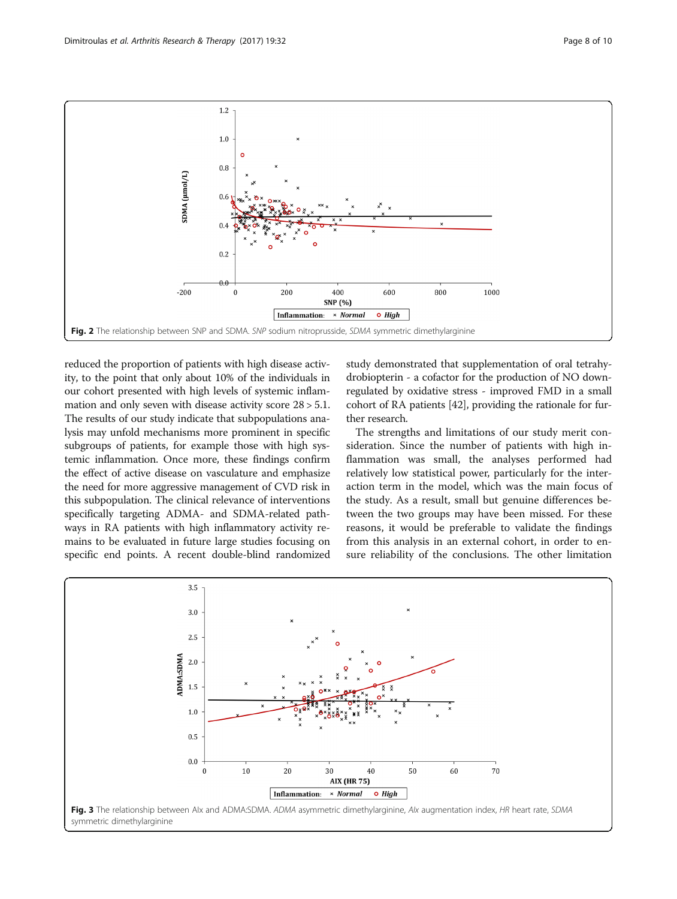Fig. 2 The relationship between SNP and SDMA. *SNP* sodium nitroprusside, *SDMA* symmetric dimethylarginine

reduced the proportion of patients with high disease activity, to the point that only about 10% of the individuals in our cohort presented with high levels of systemic inflammation and only seven with disease activity score 28 > 5.1. The results of our study indicate that subpopulations analysis may unfold mechanisms more prominent in specific subgroups of patients, for example those with high systemic inflammation. Once more, these findings confirm the effect of active disease on vasculature and emphasize the need for more aggressive management of CVD risk in this subpopulation. The clinical relevance of interventions specifically targeting ADMA- and SDMA-related pathways in RA patients with high inflammatory activity remains to be evaluated in future large studies focusing on specific end points. A recent double-blind randomized study demonstrated that supplementation of oral tetrahydrobiopterin - a cofactor for the production of NO down-regulated by oxidative stress - improved FMD in a small cohort of RA patients [42], providing the rationale for further research.

The strengths and limitations of our study merit consideration. Since the number of patients with high inflammation was small, the analyses performed had relatively low statistical power, particularly for the interaction term in the model, which was the main focus of the study. As a result, small but genuine differences between the two groups may have been missed. For these reasons, it would be preferable to validate the findings from this analysis in an external cohort, in order to ensure reliability of the conclusions. The other limitation

Fig. 3 The relationship between AIx and ADMA:SDMA. *ADMA* asymmetric dimethylarginine, *AIx* augmentation index, *HR* heart rate, *SDMA* symmetric dimethylarginine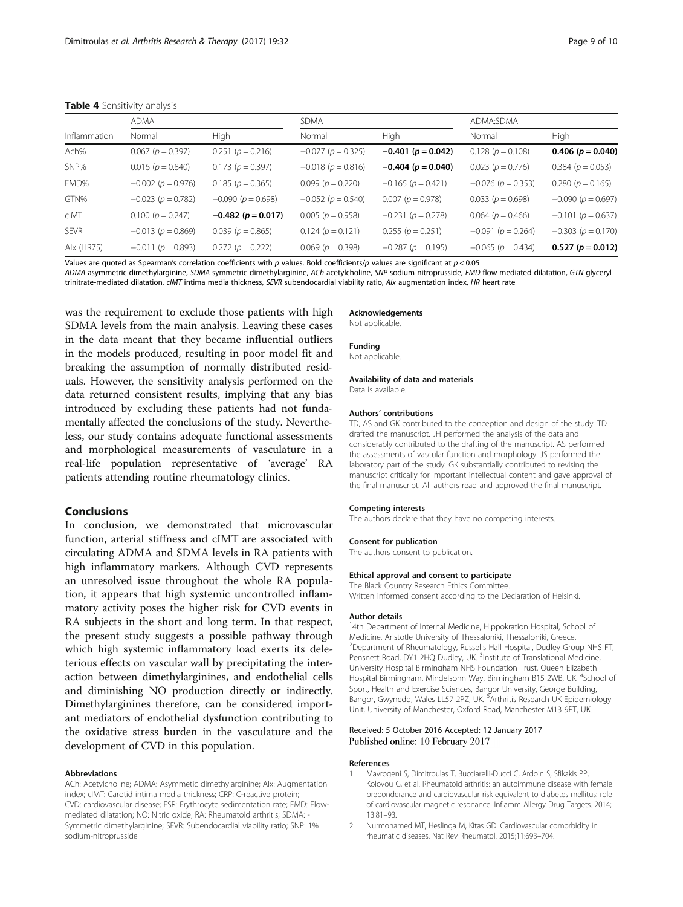**Table 4** Sensitivity analysis

| Inflammation | ADMA | | SDMA | | ADMA:SDMA | |
|---|---|---|---|---|---|---|
| | Normal | High | Normal | High | Normal | High |
| Ach% | 0.067 ($p = 0.397$) | 0.251 ($p = 0.216$) | −0.077 ($p = 0.325$) | **−0.401 ($p = 0.042$)** | 0.128 ($p = 0.108$) | **0.406 ($p = 0.040$)** |
| SNP% | 0.016 ($p = 0.840$) | 0.173 ($p = 0.397$) | −0.018 ($p = 0.816$) | **−0.404 ($p = 0.040$)** | 0.023 ($p = 0.776$) | 0.384 ($p = 0.053$) |
| FMD% | −0.002 ($p = 0.976$) | 0.185 ($p = 0.365$) | 0.099 ($p = 0.220$) | −0.165 ($p = 0.421$) | −0.076 ($p = 0.353$) | 0.280 ($p = 0.165$) |
| GTN% | −0.023 ($p = 0.782$) | −0.090 ($p = 0.698$) | −0.052 ($p = 0.540$) | 0.007 ($p = 0.978$) | 0.033 ($p = 0.698$) | −0.090 ($p = 0.697$) |
| cIMT | 0.100 ($p = 0.247$) | **−0.482 ($p = 0.017$)** | 0.005 ($p = 0.958$) | −0.231 ($p = 0.278$) | 0.064 ($p = 0.466$) | −0.101 ($p = 0.637$) |
| SEVR | −0.013 ($p = 0.869$) | 0.039 ($p = 0.865$) | 0.124 ($p = 0.121$) | 0.255 ($p = 0.251$) | −0.091 ($p = 0.264$) | −0.303 ($p = 0.170$) |
| AIx (HR75) | −0.011 ($p = 0.893$) | 0.272 ($p = 0.222$) | 0.069 ($p = 0.398$) | −0.287 ($p = 0.195$) | −0.065 ($p = 0.434$) | **0.527 ($p = 0.012$)** |

Values are quoted as Spearman's correlation coefficients with $p$ values. Bold coefficients/$p$ values are significant at $p < 0.05$

*ADMA* asymmetric dimethylarginine, *SDMA* symmetric dimethylarginine, *ACh* acetylcholine, *SNP* sodium nitroprusside, *FMD* flow-mediated dilatation, *GTN* glyceryl-trinitrate-mediated dilatation, *cIMT* intima media thickness, *SEVR* subendocardial viability ratio, *AIx* augmentation index, *HR* heart rate

was the requirement to exclude those patients with high SDMA levels from the main analysis. Leaving these cases in the data meant that they became influential outliers in the models produced, resulting in poor model fit and breaking the assumption of normally distributed residuals. However, the sensitivity analysis performed on the data returned consistent results, implying that any bias introduced by excluding these patients had not fundamentally affected the conclusions of the study. Nevertheless, our study contains adequate functional assessments and morphological measurements of vasculature in a real-life population representative of 'average' RA patients attending routine rheumatology clinics.

## Conclusions

In conclusion, we demonstrated that microvascular function, arterial stiffness and cIMT are associated with circulating ADMA and SDMA levels in RA patients with high inflammatory markers. Although CVD represents an unresolved issue throughout the whole RA population, it appears that high systemic uncontrolled inflammatory activity poses the higher risk for CVD events in RA subjects in the short and long term. In that respect, the present study suggests a possible pathway through which high systemic inflammatory load exerts its deleterious effects on vascular wall by precipitating the interaction between dimethylarginines, and endothelial cells and diminishing NO production directly or indirectly. Dimethylarginines therefore, can be considered important mediators of endothelial dysfunction contributing to the oxidative stress burden in the vasculature and the development of CVD in this population.

#### Abbreviations

ACh: Acetylcholine; ADMA: Asymmetric dimethylarginine; AIx: Augmentation index; cIMT: Carotid intima media thickness; CRP: C-reactive protein; CVD: cardiovascular disease; ESR: Erythrocyte sedimentation rate; FMD: Flow-mediated dilatation; NO: Nitric oxide; RA: Rheumatoid arthritis; SDMA: -Symmetric dimethylarginine; SEVR: Subendocardial viability ratio; SNP: 1% sodium-nitroprusside

#### Acknowledgements

Not applicable.

#### Funding

Not applicable.

#### Availability of data and materials

Data is available.

#### Authors' contributions

TD, AS and GK contributed to the conception and design of the study. TD drafted the manuscript. JH performed the analysis of the data and considerably contributed to the drafting of the manuscript. AS performed the assessments of vascular function and morphology. JS performed the laboratory part of the study. GK substantially contributed to revising the manuscript critically for important intellectual content and gave approval of the final manuscript. All authors read and approved the final manuscript.

#### Competing interests

The authors declare that they have no competing interests.

#### Consent for publication

The authors consent to publication.

#### Ethical approval and consent to participate

The Black Country Research Ethics Committee.
Written informed consent according to the Declaration of Helsinki.

#### Author details

[1]4th Department of Internal Medicine, Hippokration Hospital, School of Medicine, Aristotle University of Thessaloniki, Thessaloniki, Greece. [2]Department of Rheumatology, Russells Hall Hospital, Dudley Group NHS FT, Pensnett Road, DY1 2HQ Dudley, UK. [3]Institute of Translational Medicine, University Hospital Birmingham NHS Foundation Trust, Queen Elizabeth Hospital Birmingham, Mindelsohn Way, Birmingham B15 2WB, UK. [4]School of Sport, Health and Exercise Sciences, Bangor University, George Building, Bangor, Gwynedd, Wales LL57 2PZ, UK. [5]Arthritis Research UK Epidemiology Unit, University of Manchester, Oxford Road, Manchester M13 9PT, UK.

Received: 5 October 2016 Accepted: 12 January 2017
Published online: 10 February 2017

#### References

1. Mavrogeni S, Dimitroulas T, Bucciarelli-Ducci C, Ardoin S, Sfikakis PP, Kolovou G, et al. Rheumatoid arthritis: an autoimmune disease with female preponderance and cardiovascular risk equivalent to diabetes mellitus: role of cardiovascular magnetic resonance. Inflamm Allergy Drug Targets. 2014;13:81–93.
2. Nurmohamed MT, Heslinga M, Kitas GD. Cardiovascular comorbidity in rheumatic diseases. Nat Rev Rheumatol. 2015;11:693–704.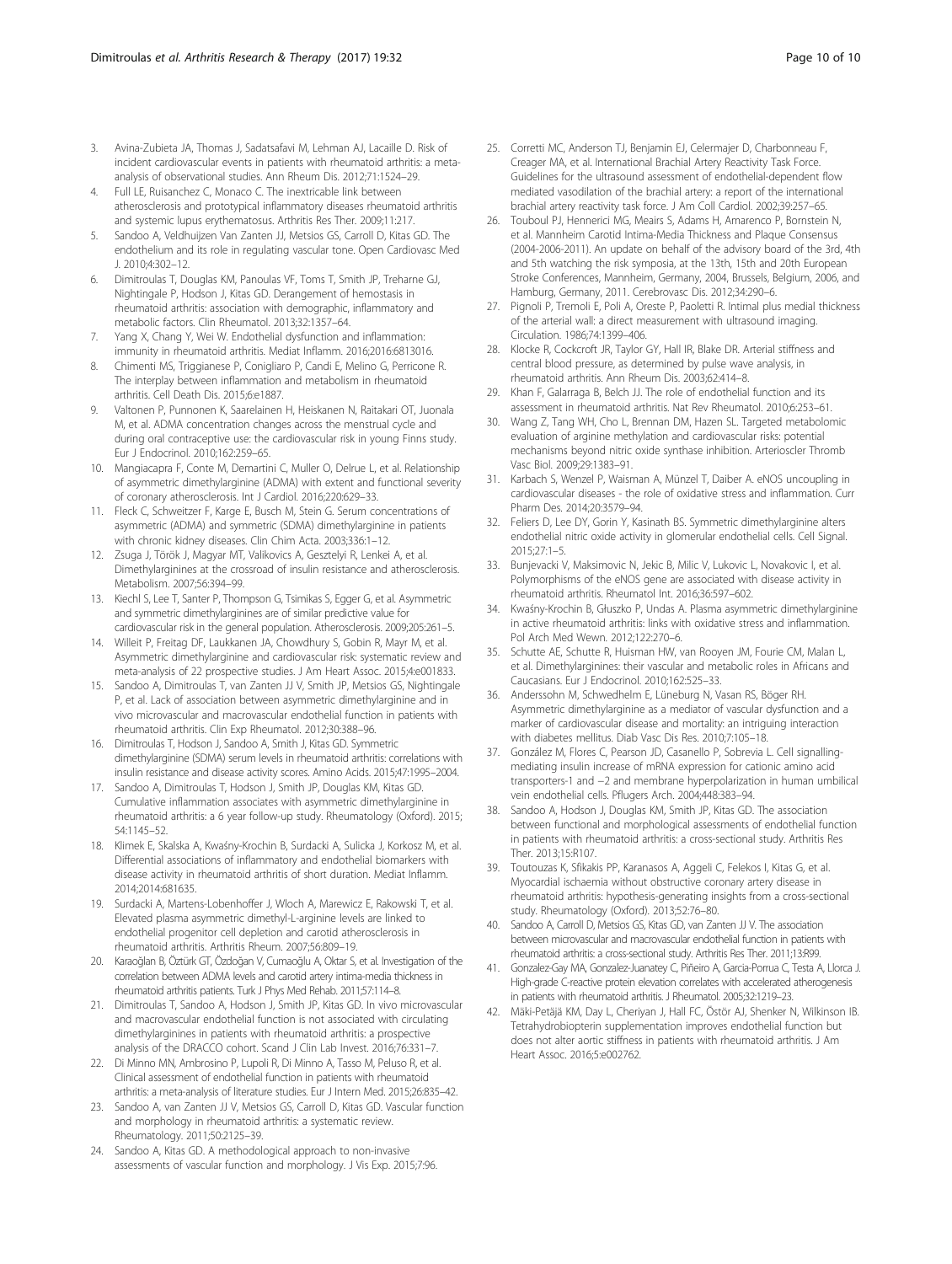3. Avina-Zubieta JA, Thomas J, Sadatsafavi M, Lehman AJ, Lacaille D. Risk of incident cardiovascular events in patients with rheumatoid arthritis: a meta-analysis of observational studies. Ann Rheum Dis. 2012;71:1524–29.
4. Full LE, Ruisanchez C, Monaco C. The inextricable link between atherosclerosis and prototypical inflammatory diseases rheumatoid arthritis and systemic lupus erythematosus. Arthritis Res Ther. 2009;11:217.
5. Sandoo A, Veldhuijzen Van Zanten JJ, Metsios GS, Carroll D, Kitas GD. The endothelium and its role in regulating vascular tone. Open Cardiovasc Med J. 2010;4:302–12.
6. Dimitroulas T, Douglas KM, Panoulas VF, Toms T, Smith JP, Treharne GJ, Nightingale P, Hodson J, Kitas GD. Derangement of hemostasis in rheumatoid arthritis: association with demographic, inflammatory and metabolic factors. Clin Rheumatol. 2013;32:1357–64.
7. Yang X, Chang Y, Wei W. Endothelial dysfunction and inflammation: immunity in rheumatoid arthritis. Mediat Inflamm. 2016;2016:6813016.
8. Chimenti MS, Triggianese P, Conigliaro P, Candi E, Melino G, Perricone R. The interplay between inflammation and metabolism in rheumatoid arthritis. Cell Death Dis. 2015;6:e1887.
9. Valtonen P, Punnonen K, Saarelainen H, Heiskanen N, Raitakari OT, Juonala M, et al. ADMA concentration changes across the menstrual cycle and during oral contraceptive use: the cardiovascular risk in young Finns study. Eur J Endocrinol. 2010;162:259–65.
10. Mangiacapra F, Conte M, Demartini C, Muller O, Delrue L, et al. Relationship of asymmetric dimethylarginine (ADMA) with extent and functional severity of coronary atherosclerosis. Int J Cardiol. 2016;220:629–33.
11. Fleck C, Schweitzer F, Karge E, Busch M, Stein G. Serum concentrations of asymmetric (ADMA) and symmetric (SDMA) dimethylarginine in patients with chronic kidney diseases. Clin Chim Acta. 2003;336:1–12.
12. Zsuga J, Török J, Magyar MT, Valikovics A, Gesztelyi R, Lenkei A, et al. Dimethylarginines at the crossroad of insulin resistance and atherosclerosis. Metabolism. 2007;56:394–99.
13. Kiechl S, Lee T, Santer P, Thompson G, Tsimikas S, Egger G, et al. Asymmetric and symmetric dimethylarginines are of similar predictive value for cardiovascular risk in the general population. Atherosclerosis. 2009;205:261–5.
14. Willeit P, Freitag DF, Laukkanen JA, Chowdhury S, Gobin R, Mayr M, et al. Asymmetric dimethylarginine and cardiovascular risk: systematic review and meta-analysis of 22 prospective studies. J Am Heart Assoc. 2015;4:e001833.
15. Sandoo A, Dimitroulas T, van Zanten JJ V, Smith JP, Metsios GS, Nightingale P, et al. Lack of association between asymmetric dimethylarginine and in vivo microvascular and macrovascular endothelial function in patients with rheumatoid arthritis. Clin Exp Rheumatol. 2012;30:388–96.
16. Dimitroulas T, Hodson J, Sandoo A, Smith J, Kitas GD. Symmetric dimethylarginine (SDMA) serum levels in rheumatoid arthritis: correlations with insulin resistance and disease activity scores. Amino Acids. 2015;47:1995–2004.
17. Sandoo A, Dimitroulas T, Hodson J, Smith JP, Douglas KM, Kitas GD. Cumulative inflammation associates with asymmetric dimethylarginine in rheumatoid arthritis: a 6 year follow-up study. Rheumatology (Oxford). 2015;54:1145–52.
18. Klimek E, Skalska A, Kwaśny-Krochin B, Surdacki A, Sulicka J, Korkosz M, et al. Differential associations of inflammatory and endothelial biomarkers with disease activity in rheumatoid arthritis of short duration. Mediat Inflamm. 2014;2014:681635.
19. Surdacki A, Martens-Lobenhoffer J, Wloch A, Marewicz E, Rakowski T, et al. Elevated plasma asymmetric dimethyl-L-arginine levels are linked to endothelial progenitor cell depletion and carotid atherosclerosis in rheumatoid arthritis. Arthritis Rheum. 2007;56:809–19.
20. Karaoğlan B, Öztürk GT, Özdoğan V, Cumaoğlu A, Oktar S, et al. Investigation of the correlation between ADMA levels and carotid artery intima-media thickness in rheumatoid arthritis patients. Turk J Phys Med Rehab. 2011;57:114–8.
21. Dimitroulas T, Sandoo A, Hodson J, Smith JP, Kitas GD. In vivo microvascular and macrovascular endothelial function is not associated with circulating dimethylarginines in patients with rheumatoid arthritis: a prospective analysis of the DRACCO cohort. Scand J Clin Lab Invest. 2016;76:331–7.
22. Di Minno MN, Ambrosino P, Lupoli R, Di Minno A, Tasso M, Peluso R, et al. Clinical assessment of endothelial function in patients with rheumatoid arthritis: a meta-analysis of literature studies. Eur J Intern Med. 2015;26:835–42.
23. Sandoo A, van Zanten JJ V, Metsios GS, Carroll D, Kitas GD. Vascular function and morphology in rheumatoid arthritis: a systematic review. Rheumatology. 2011;50:2125–39.
24. Sandoo A, Kitas GD. A methodological approach to non-invasive assessments of vascular function and morphology. J Vis Exp. 2015;7:96.
25. Corretti MC, Anderson TJ, Benjamin EJ, Celermajer D, Charbonneau F, Creager MA, et al. International Brachial Artery Reactivity Task Force. Guidelines for the ultrasound assessment of endothelial-dependent flow mediated vasodilation of the brachial artery: a report of the international brachial artery reactivity task force. J Am Coll Cardiol. 2002;39:257–65.
26. Touboul PJ, Hennerici MG, Meairs S, Adams H, Amarenco P, Bornstein N, et al. Mannheim Carotid Intima-Media Thickness and Plaque Consensus (2004-2006-2011). An update on behalf of the advisory board of the 3rd, 4th and 5th watching the risk symposia, at the 13th, 15th and 20th European Stroke Conferences, Mannheim, Germany, 2004, Brussels, Belgium, 2006, and Hamburg, Germany, 2011. Cerebrovasc Dis. 2012;34:290–6.
27. Pignoli P, Tremoli E, Poli A, Oreste P, Paoletti R. Intimal plus medial thickness of the arterial wall: a direct measurement with ultrasound imaging. Circulation. 1986;74:1399–406.
28. Klocke R, Cockcroft JR, Taylor GY, Hall IR, Blake DR. Arterial stiffness and central blood pressure, as determined by pulse wave analysis, in rheumatoid arthritis. Ann Rheum Dis. 2003;62:414–8.
29. Khan F, Galarraga B, Belch JJ. The role of endothelial function and its assessment in rheumatoid arthritis. Nat Rev Rheumatol. 2010;6:253–61.
30. Wang Z, Tang WH, Cho L, Brennan DM, Hazen SL. Targeted metabolomic evaluation of arginine methylation and cardiovascular risks: potential mechanisms beyond nitric oxide synthase inhibition. Arterioscler Thromb Vasc Biol. 2009;29:1383–91.
31. Karbach S, Wenzel P, Waisman A, Münzel T, Daiber A. eNOS uncoupling in cardiovascular diseases - the role of oxidative stress and inflammation. Curr Pharm Des. 2014;20:3579–94.
32. Feliers D, Lee DY, Gorin Y, Kasinath BS. Symmetric dimethylarginine alters endothelial nitric oxide activity in glomerular endothelial cells. Cell Signal. 2015;27:1–5.
33. Bunjevacki V, Maksimovic N, Jekic B, Milic V, Lukovic L, Novakovic I, et al. Polymorphisms of the eNOS gene are associated with disease activity in rheumatoid arthritis. Rheumatol Int. 2016;36:597–602.
34. Kwaśny-Krochin B, Głuszko P, Undas A. Plasma asymmetric dimethylarginine in active rheumatoid arthritis: links with oxidative stress and inflammation. Pol Arch Med Wewn. 2012;122:270–6.
35. Schutte AE, Schutte R, Huisman HW, van Rooyen JM, Fourie CM, Malan L, et al. Dimethylarginines: their vascular and metabolic roles in Africans and Caucasians. Eur J Endocrinol. 2010;162:525–33.
36. Anderssohn M, Schwedhelm E, Lüneburg N, Vasan RS, Böger RH. Asymmetric dimethylarginine as a mediator of vascular dysfunction and a marker of cardiovascular disease and mortality: an intriguing interaction with diabetes mellitus. Diab Vasc Dis Res. 2010;7:105–18.
37. González M, Flores C, Pearson JD, Casanello P, Sobrevia L. Cell signalling-mediating insulin increase of mRNA expression for cationic amino acid transporters-1 and −2 and membrane hyperpolarization in human umbilical vein endothelial cells. Pflugers Arch. 2004;448:383–94.
38. Sandoo A, Hodson J, Douglas KM, Smith JP, Kitas GD. The association between functional and morphological assessments of endothelial function in patients with rheumatoid arthritis: a cross-sectional study. Arthritis Res Ther. 2013;15:R107.
39. Toutouzas K, Sfikakis PP, Karanasos A, Aggeli C, Felekos I, Kitas G, et al. Myocardial ischaemia without obstructive coronary artery disease in rheumatoid arthritis: hypothesis-generating insights from a cross-sectional study. Rheumatology (Oxford). 2013;52:76–80.
40. Sandoo A, Carroll D, Metsios GS, Kitas GD, van Zanten JJ V. The association between microvascular and macrovascular endothelial function in patients with rheumatoid arthritis: a cross-sectional study. Arthritis Res Ther. 2011;13:R99.
41. Gonzalez-Gay MA, Gonzalez-Juanatey C, Piñeiro A, Garcia-Porrua C, Testa A, Llorca J. High-grade C-reactive protein elevation correlates with accelerated atherogenesis in patients with rheumatoid arthritis. J Rheumatol. 2005;32:1219–23.
42. Mäki-Petäjä KM, Day L, Cheriyan J, Hall FC, Östör AJ, Shenker N, Wilkinson IB. Tetrahydrobiopterin supplementation improves endothelial function but does not alter aortic stiffness in patients with rheumatoid arthritis. J Am Heart Assoc. 2016;5:e002762.